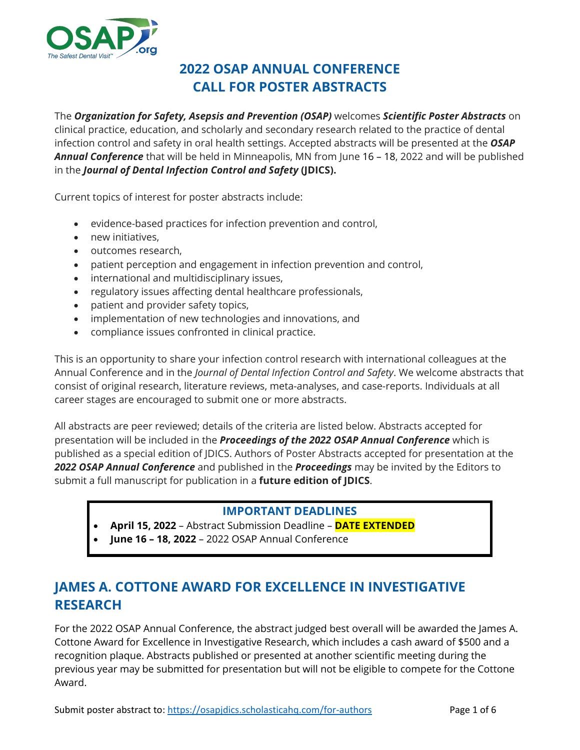# 2022 OSAP ANNUAL CONFERENCE
# CALL FOR POSTER ABSTRACTS

The ***Organization for Safety, Asepsis and Prevention (OSAP)*** welcomes ***Scientific Poster Abstracts*** on clinical practice, education, and scholarly and secondary research related to the practice of dental infection control and safety in oral health settings. Accepted abstracts will be presented at the ***OSAP Annual Conference*** that will be held in Minneapolis, MN from June 16 – 18, 2022 and will be published in the ***Journal of Dental Infection Control and Safety* (JDICS).**

Current topics of interest for poster abstracts include:

- evidence-based practices for infection prevention and control,
- new initiatives,
- outcomes research,
- patient perception and engagement in infection prevention and control,
- international and multidisciplinary issues,
- regulatory issues affecting dental healthcare professionals,
- patient and provider safety topics,
- implementation of new technologies and innovations, and
- compliance issues confronted in clinical practice.

This is an opportunity to share your infection control research with international colleagues at the Annual Conference and in the *Journal of Dental Infection Control and Safety*. We welcome abstracts that consist of original research, literature reviews, meta-analyses, and case-reports. Individuals at all career stages are encouraged to submit one or more abstracts.

All abstracts are peer reviewed; details of the criteria are listed below. Abstracts accepted for presentation will be included in the ***Proceedings of the 2022 OSAP Annual Conference*** which is published as a special edition of JDICS. Authors of Poster Abstracts accepted for presentation at the ***2022 OSAP Annual Conference*** and published in the ***Proceedings*** may be invited by the Editors to submit a full manuscript for publication in a **future edition of JDICS**.

**IMPORTANT DEADLINES**

- **April 15, 2022** – Abstract Submission Deadline – **DATE EXTENDED**
- **June 16 – 18, 2022** – 2022 OSAP Annual Conference

## JAMES A. COTTONE AWARD FOR EXCELLENCE IN INVESTIGATIVE RESEARCH

For the 2022 OSAP Annual Conference, the abstract judged best overall will be awarded the James A. Cottone Award for Excellence in Investigative Research, which includes a cash award of $500 and a recognition plaque. Abstracts published or presented at another scientific meeting during the previous year may be submitted for presentation but will not be eligible to compete for the Cottone Award.

Submit poster abstract to: https://osapjdics.scholasticahq.com/for-authors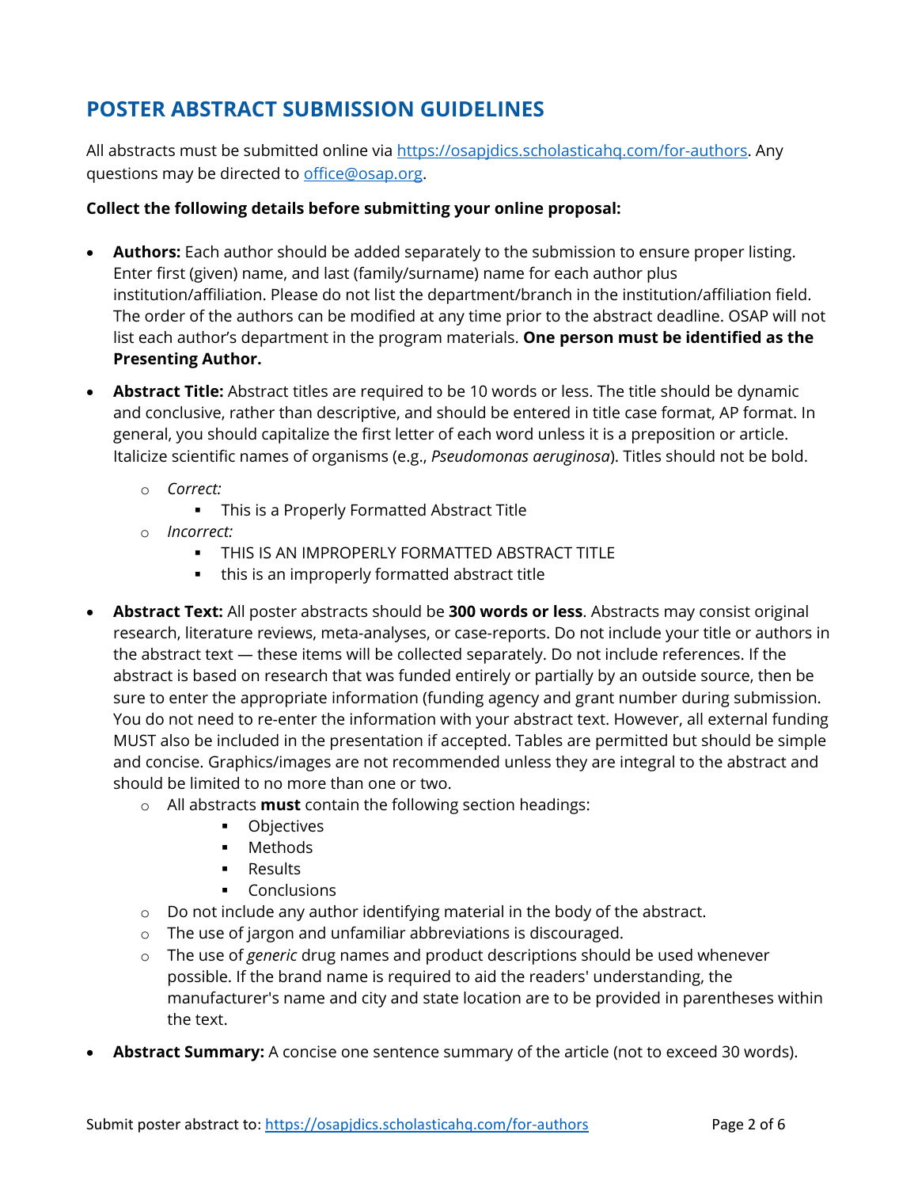## POSTER ABSTRACT SUBMISSION GUIDELINES

All abstracts must be submitted online via [https://osapjdics.scholasticahq.com/for-authors](https://osapjdics.scholasticahq.com/for-authors). Any questions may be directed to [office@osap.org](mailto:office@osap.org).

**Collect the following details before submitting your online proposal:**

- **Authors:** Each author should be added separately to the submission to ensure proper listing. Enter first (given) name, and last (family/surname) name for each author plus institution/affiliation. Please do not list the department/branch in the institution/affiliation field. The order of the authors can be modified at any time prior to the abstract deadline. OSAP will not list each author's department in the program materials. **One person must be identified as the Presenting Author.**
- **Abstract Title:** Abstract titles are required to be 10 words or less. The title should be dynamic and conclusive, rather than descriptive, and should be entered in title case format, AP format. In general, you should capitalize the first letter of each word unless it is a preposition or article. Italicize scientific names of organisms (e.g., *Pseudomonas aeruginosa*). Titles should not be bold.
  - *Correct:*
    - This is a Properly Formatted Abstract Title
  - *Incorrect:*
    - THIS IS AN IMPROPERLY FORMATTED ABSTRACT TITLE
    - this is an improperly formatted abstract title
- **Abstract Text:** All poster abstracts should be **300 words or less**. Abstracts may consist original research, literature reviews, meta-analyses, or case-reports. Do not include your title or authors in the abstract text — these items will be collected separately. Do not include references. If the abstract is based on research that was funded entirely or partially by an outside source, then be sure to enter the appropriate information (funding agency and grant number during submission. You do not need to re-enter the information with your abstract text. However, all external funding MUST also be included in the presentation if accepted. Tables are permitted but should be simple and concise. Graphics/images are not recommended unless they are integral to the abstract and should be limited to no more than one or two.
  - All abstracts **must** contain the following section headings:
    - Objectives
    - Methods
    - Results
    - Conclusions
  - Do not include any author identifying material in the body of the abstract.
  - The use of jargon and unfamiliar abbreviations is discouraged.
  - The use of *generic* drug names and product descriptions should be used whenever possible. If the brand name is required to aid the readers' understanding, the manufacturer's name and city and state location are to be provided in parentheses within the text.
- **Abstract Summary:** A concise one sentence summary of the article (not to exceed 30 words).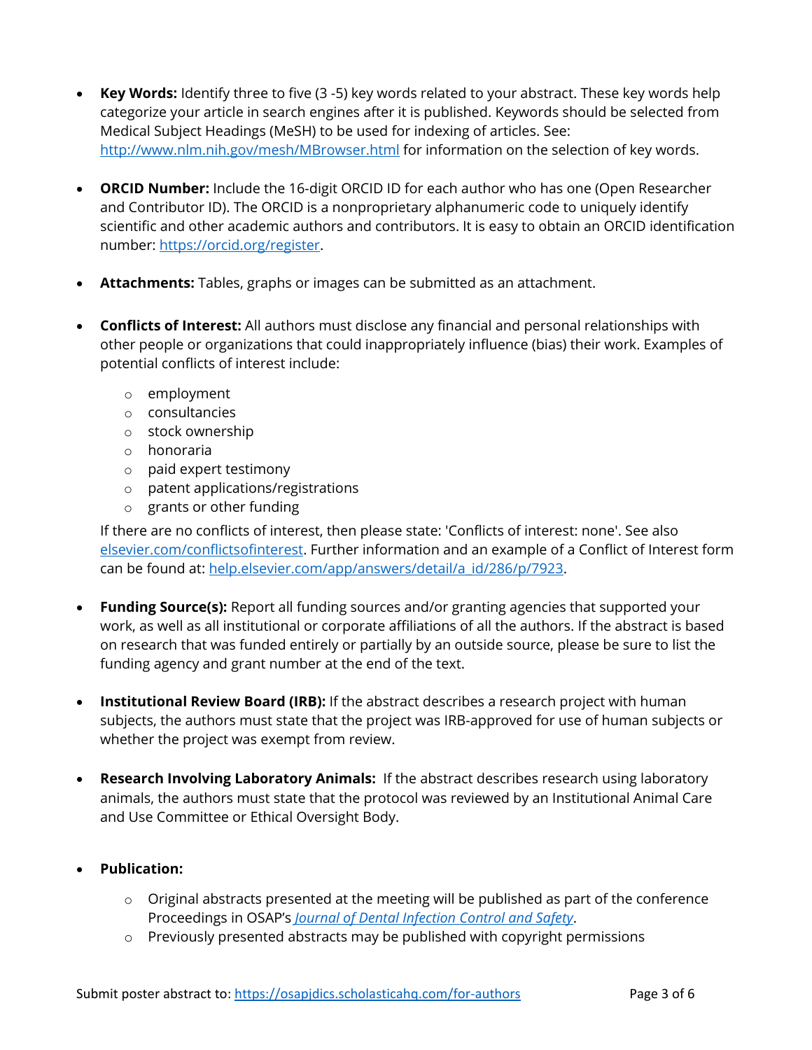- **Key Words:** Identify three to five (3 -5) key words related to your abstract. These key words help categorize your article in search engines after it is published. Keywords should be selected from Medical Subject Headings (MeSH) to be used for indexing of articles. See: [http://www.nlm.nih.gov/mesh/MBrowser.html](http://www.nlm.nih.gov/mesh/MBrowser.html) for information on the selection of key words.

- **ORCID Number:** Include the 16-digit ORCID ID for each author who has one (Open Researcher and Contributor ID). The ORCID is a nonproprietary alphanumeric code to uniquely identify scientific and other academic authors and contributors. It is easy to obtain an ORCID identification number: [https://orcid.org/register](https://orcid.org/register).

- **Attachments:** Tables, graphs or images can be submitted as an attachment.

- **Conflicts of Interest:** All authors must disclose any financial and personal relationships with other people or organizations that could inappropriately influence (bias) their work. Examples of potential conflicts of interest include:
  - employment
  - consultancies
  - stock ownership
  - honoraria
  - paid expert testimony
  - patent applications/registrations
  - grants or other funding

  If there are no conflicts of interest, then please state: 'Conflicts of interest: none'. See also [elsevier.com/conflictsofinterest](elsevier.com/conflictsofinterest). Further information and an example of a Conflict of Interest form can be found at: [help.elsevier.com/app/answers/detail/a_id/286/p/7923](help.elsevier.com/app/answers/detail/a_id/286/p/7923).

- **Funding Source(s):** Report all funding sources and/or granting agencies that supported your work, as well as all institutional or corporate affiliations of all the authors. If the abstract is based on research that was funded entirely or partially by an outside source, please be sure to list the funding agency and grant number at the end of the text.

- **Institutional Review Board (IRB):** If the abstract describes a research project with human subjects, the authors must state that the project was IRB-approved for use of human subjects or whether the project was exempt from review.

- **Research Involving Laboratory Animals:** If the abstract describes research using laboratory animals, the authors must state that the protocol was reviewed by an Institutional Animal Care and Use Committee or Ethical Oversight Body.

- **Publication:**
  - Original abstracts presented at the meeting will be published as part of the conference Proceedings in OSAP's *Journal of Dental Infection Control and Safety*.
  - Previously presented abstracts may be published with copyright permissions

Submit poster abstract to: [https://osapjdics.scholasticahq.com/for-authors](https://osapjdics.scholasticahq.com/for-authors)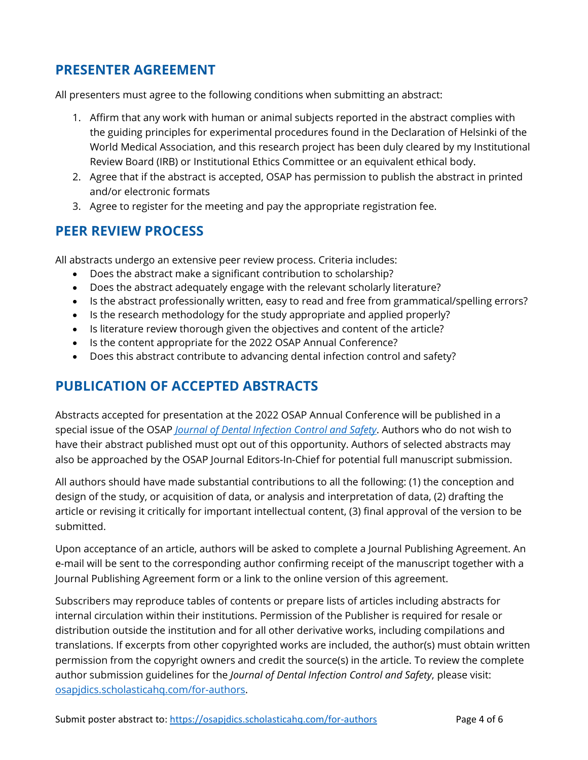## PRESENTER AGREEMENT

All presenters must agree to the following conditions when submitting an abstract:

1. Affirm that any work with human or animal subjects reported in the abstract complies with the guiding principles for experimental procedures found in the Declaration of Helsinki of the World Medical Association, and this research project has been duly cleared by my Institutional Review Board (IRB) or Institutional Ethics Committee or an equivalent ethical body.
2. Agree that if the abstract is accepted, OSAP has permission to publish the abstract in printed and/or electronic formats
3. Agree to register for the meeting and pay the appropriate registration fee.

## PEER REVIEW PROCESS

All abstracts undergo an extensive peer review process. Criteria includes:

- Does the abstract make a significant contribution to scholarship?
- Does the abstract adequately engage with the relevant scholarly literature?
- Is the abstract professionally written, easy to read and free from grammatical/spelling errors?
- Is the research methodology for the study appropriate and applied properly?
- Is literature review thorough given the objectives and content of the article?
- Is the content appropriate for the 2022 OSAP Annual Conference?
- Does this abstract contribute to advancing dental infection control and safety?

## PUBLICATION OF ACCEPTED ABSTRACTS

Abstracts accepted for presentation at the 2022 OSAP Annual Conference will be published in a special issue of the OSAP *Journal of Dental Infection Control and Safety*. Authors who do not wish to have their abstract published must opt out of this opportunity. Authors of selected abstracts may also be approached by the OSAP Journal Editors-In-Chief for potential full manuscript submission.

All authors should have made substantial contributions to all the following: (1) the conception and design of the study, or acquisition of data, or analysis and interpretation of data, (2) drafting the article or revising it critically for important intellectual content, (3) final approval of the version to be submitted.

Upon acceptance of an article, authors will be asked to complete a Journal Publishing Agreement. An e-mail will be sent to the corresponding author confirming receipt of the manuscript together with a Journal Publishing Agreement form or a link to the online version of this agreement.

Subscribers may reproduce tables of contents or prepare lists of articles including abstracts for internal circulation within their institutions. Permission of the Publisher is required for resale or distribution outside the institution and for all other derivative works, including compilations and translations. If excerpts from other copyrighted works are included, the author(s) must obtain written permission from the copyright owners and credit the source(s) in the article. To review the complete author submission guidelines for the *Journal of Dental Infection Control and Safety*, please visit: osapjdics.scholasticahq.com/for-authors.

Submit poster abstract to: https://osapjdics.scholasticahq.com/for-authors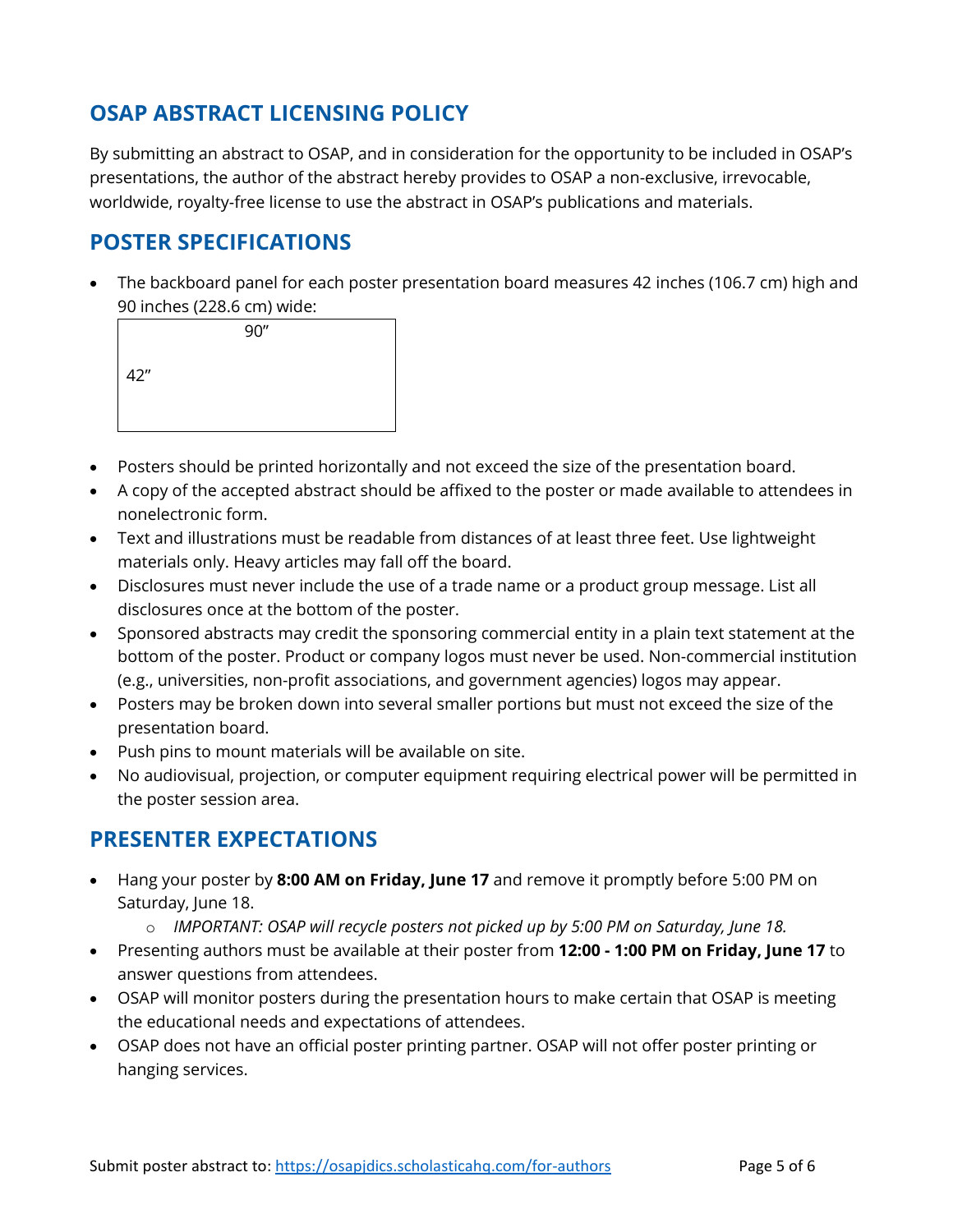## OSAP ABSTRACT LICENSING POLICY

By submitting an abstract to OSAP, and in consideration for the opportunity to be included in OSAP's presentations, the author of the abstract hereby provides to OSAP a non-exclusive, irrevocable, worldwide, royalty-free license to use the abstract in OSAP's publications and materials.

## POSTER SPECIFICATIONS

- The backboard panel for each poster presentation board measures 42 inches (106.7 cm) high and 90 inches (228.6 cm) wide:

  90"

  42"

- Posters should be printed horizontally and not exceed the size of the presentation board.
- A copy of the accepted abstract should be affixed to the poster or made available to attendees in nonelectronic form.
- Text and illustrations must be readable from distances of at least three feet. Use lightweight materials only. Heavy articles may fall off the board.
- Disclosures must never include the use of a trade name or a product group message. List all disclosures once at the bottom of the poster.
- Sponsored abstracts may credit the sponsoring commercial entity in a plain text statement at the bottom of the poster. Product or company logos must never be used. Non-commercial institution (e.g., universities, non-profit associations, and government agencies) logos may appear.
- Posters may be broken down into several smaller portions but must not exceed the size of the presentation board.
- Push pins to mount materials will be available on site.
- No audiovisual, projection, or computer equipment requiring electrical power will be permitted in the poster session area.

## PRESENTER EXPECTATIONS

- Hang your poster by **8:00 AM on Friday, June 17** and remove it promptly before 5:00 PM on Saturday, June 18.
  - *IMPORTANT: OSAP will recycle posters not picked up by 5:00 PM on Saturday, June 18.*
- Presenting authors must be available at their poster from **12:00 - 1:00 PM on Friday, June 17** to answer questions from attendees.
- OSAP will monitor posters during the presentation hours to make certain that OSAP is meeting the educational needs and expectations of attendees.
- OSAP does not have an official poster printing partner. OSAP will not offer poster printing or hanging services.

Submit poster abstract to: [https://osapjdics.scholasticahq.com/for-authors](https://osapjdics.scholasticahq.com/for-authors)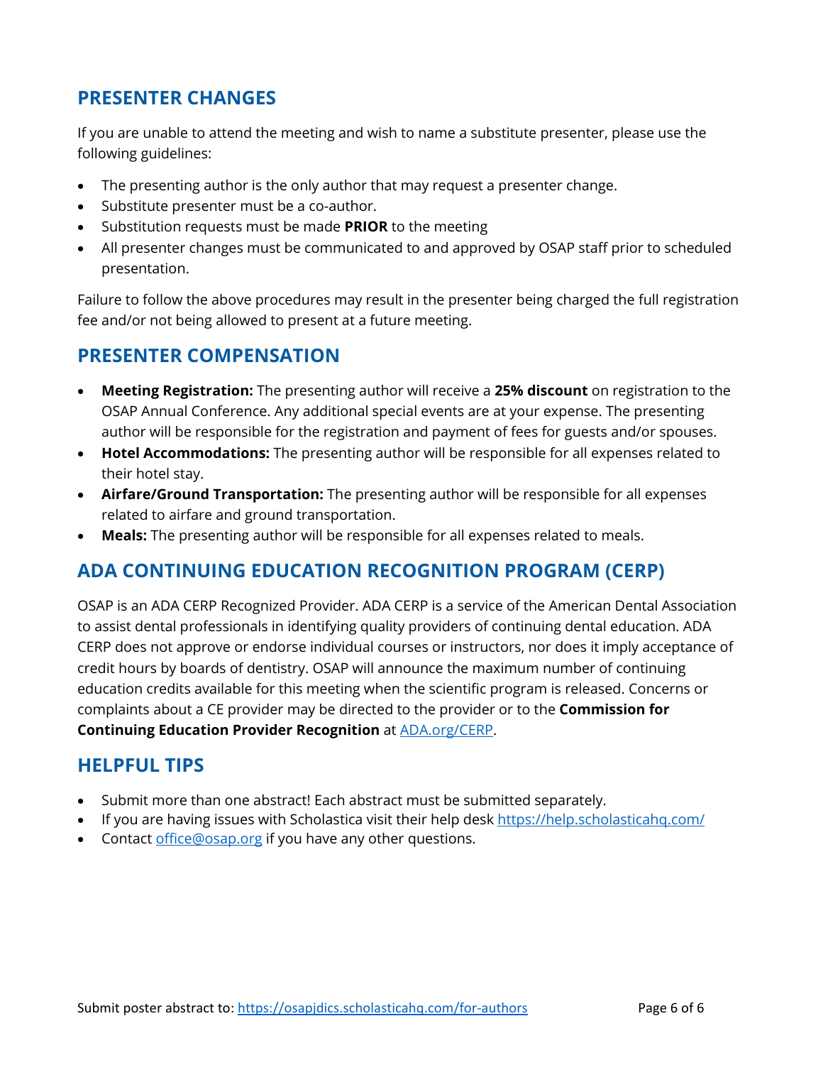## PRESENTER CHANGES

If you are unable to attend the meeting and wish to name a substitute presenter, please use the following guidelines:

- The presenting author is the only author that may request a presenter change.
- Substitute presenter must be a co-author.
- Substitution requests must be made **PRIOR** to the meeting
- All presenter changes must be communicated to and approved by OSAP staff prior to scheduled presentation.

Failure to follow the above procedures may result in the presenter being charged the full registration fee and/or not being allowed to present at a future meeting.

## PRESENTER COMPENSATION

- **Meeting Registration:** The presenting author will receive a **25% discount** on registration to the OSAP Annual Conference. Any additional special events are at your expense. The presenting author will be responsible for the registration and payment of fees for guests and/or spouses.
- **Hotel Accommodations:** The presenting author will be responsible for all expenses related to their hotel stay.
- **Airfare/Ground Transportation:** The presenting author will be responsible for all expenses related to airfare and ground transportation.
- **Meals:** The presenting author will be responsible for all expenses related to meals.

## ADA CONTINUING EDUCATION RECOGNITION PROGRAM (CERP)

OSAP is an ADA CERP Recognized Provider. ADA CERP is a service of the American Dental Association to assist dental professionals in identifying quality providers of continuing dental education. ADA CERP does not approve or endorse individual courses or instructors, nor does it imply acceptance of credit hours by boards of dentistry. OSAP will announce the maximum number of continuing education credits available for this meeting when the scientific program is released. Concerns or complaints about a CE provider may be directed to the provider or to the **Commission for Continuing Education Provider Recognition** at [ADA.org/CERP](ADA.org/CERP).

## HELPFUL TIPS

- Submit more than one abstract! Each abstract must be submitted separately.
- If you are having issues with Scholastica visit their help desk [https://help.scholasticahq.com/](https://help.scholasticahq.com/)
- Contact [office@osap.org](mailto:office@osap.org) if you have any other questions.

Submit poster abstract to: [https://osapjdics.scholasticahq.com/for-authors](https://osapjdics.scholasticahq.com/for-authors)